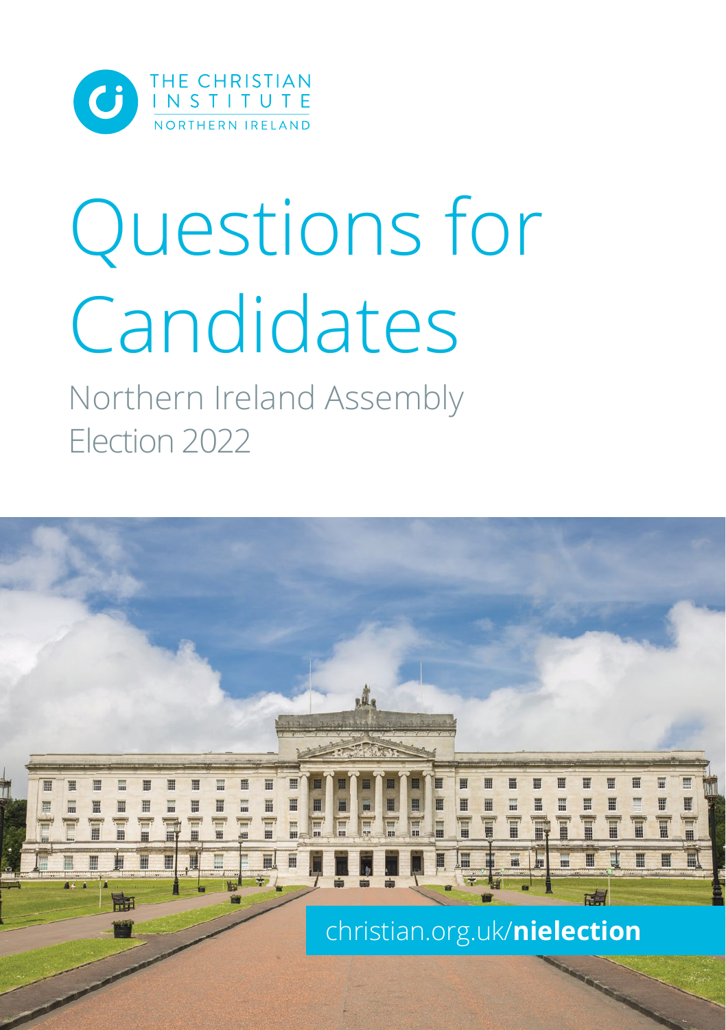THE CHRISTIAN INSTITUTE
NORTHERN IRELAND

# Questions for Candidates

## Northern Ireland Assembly Election 2022

christian.org.uk/**nielection**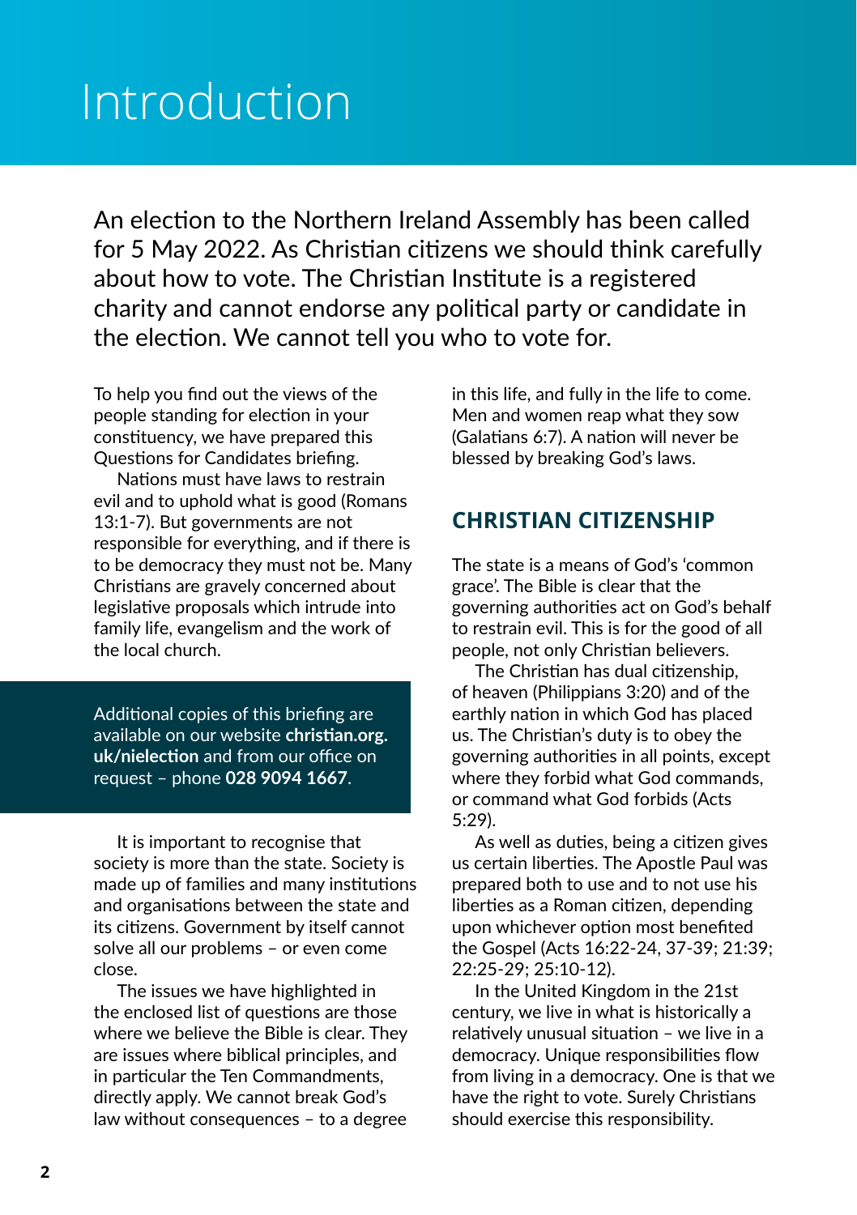# Introduction

An election to the Northern Ireland Assembly has been called for 5 May 2022. As Christian citizens we should think carefully about how to vote. The Christian Institute is a registered charity and cannot endorse any political party or candidate in the election. We cannot tell you who to vote for.

To help you find out the views of the people standing for election in your constituency, we have prepared this Questions for Candidates briefing.

Nations must have laws to restrain evil and to uphold what is good (Romans 13:1-7). But governments are not responsible for everything, and if there is to be democracy they must not be. Many Christians are gravely concerned about legislative proposals which intrude into family life, evangelism and the work of the local church.

> Additional copies of this briefing are available on our website **christian.org.uk/nielection** and from our office on request – phone **028 9094 1667**.

It is important to recognise that society is more than the state. Society is made up of families and many institutions and organisations between the state and its citizens. Government by itself cannot solve all our problems – or even come close.

The issues we have highlighted in the enclosed list of questions are those where we believe the Bible is clear. They are issues where biblical principles, and in particular the Ten Commandments, directly apply. We cannot break God's law without consequences – to a degree in this life, and fully in the life to come. Men and women reap what they sow (Galatians 6:7). A nation will never be blessed by breaking God's laws.

## CHRISTIAN CITIZENSHIP

The state is a means of God's 'common grace'. The Bible is clear that the governing authorities act on God's behalf to restrain evil. This is for the good of all people, not only Christian believers.

The Christian has dual citizenship, of heaven (Philippians 3:20) and of the earthly nation in which God has placed us. The Christian's duty is to obey the governing authorities in all points, except where they forbid what God commands, or command what God forbids (Acts 5:29).

As well as duties, being a citizen gives us certain liberties. The Apostle Paul was prepared both to use and to not use his liberties as a Roman citizen, depending upon whichever option most benefited the Gospel (Acts 16:22-24, 37-39; 21:39; 22:25-29; 25:10-12).

In the United Kingdom in the 21st century, we live in what is historically a relatively unusual situation – we live in a democracy. Unique responsibilities flow from living in a democracy. One is that we have the right to vote. Surely Christians should exercise this responsibility.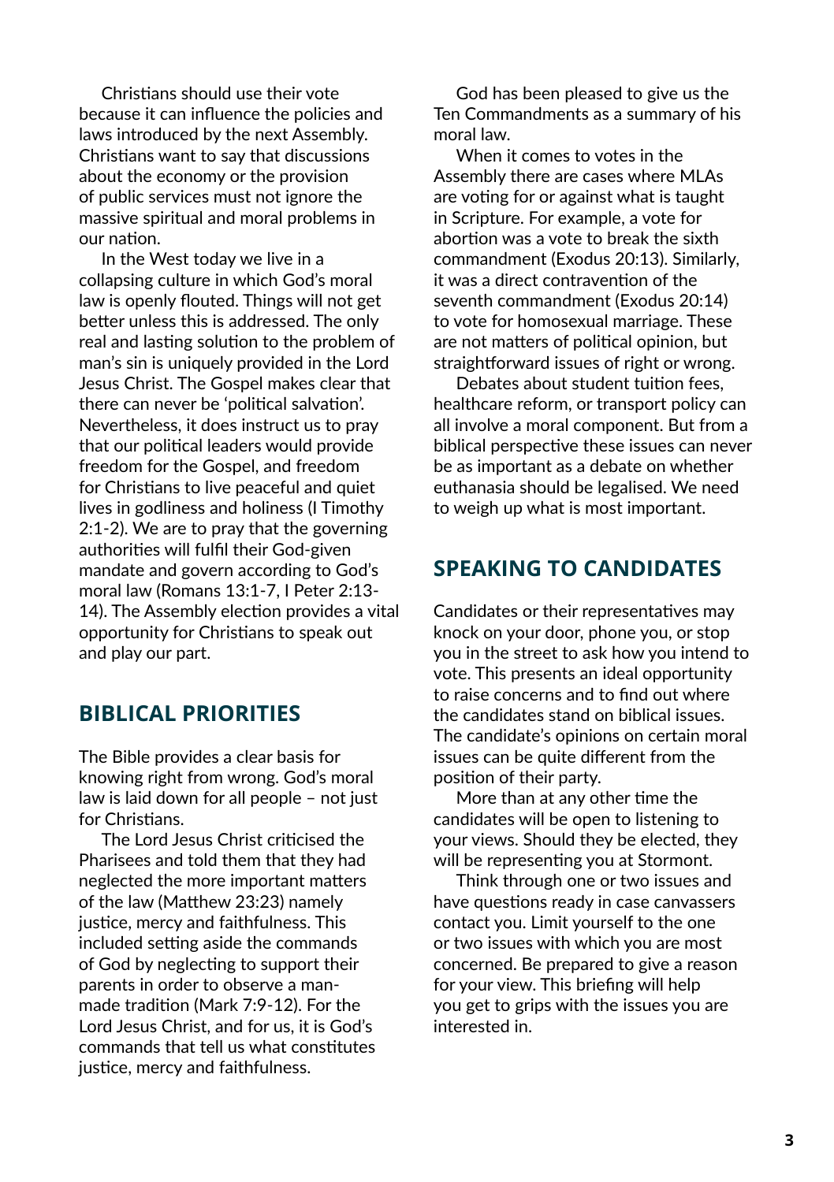Christians should use their vote because it can influence the policies and laws introduced by the next Assembly. Christians want to say that discussions about the economy or the provision of public services must not ignore the massive spiritual and moral problems in our nation.

In the West today we live in a collapsing culture in which God's moral law is openly flouted. Things will not get better unless this is addressed. The only real and lasting solution to the problem of man's sin is uniquely provided in the Lord Jesus Christ. The Gospel makes clear that there can never be 'political salvation'. Nevertheless, it does instruct us to pray that our political leaders would provide freedom for the Gospel, and freedom for Christians to live peaceful and quiet lives in godliness and holiness (I Timothy 2:1-2). We are to pray that the governing authorities will fulfil their God-given mandate and govern according to God's moral law (Romans 13:1-7, I Peter 2:13-14). The Assembly election provides a vital opportunity for Christians to speak out and play our part.

## BIBLICAL PRIORITIES

The Bible provides a clear basis for knowing right from wrong. God's moral law is laid down for all people – not just for Christians.

The Lord Jesus Christ criticised the Pharisees and told them that they had neglected the more important matters of the law (Matthew 23:23) namely justice, mercy and faithfulness. This included setting aside the commands of God by neglecting to support their parents in order to observe a man-made tradition (Mark 7:9-12). For the Lord Jesus Christ, and for us, it is God's commands that tell us what constitutes justice, mercy and faithfulness.

God has been pleased to give us the Ten Commandments as a summary of his moral law.

When it comes to votes in the Assembly there are cases where MLAs are voting for or against what is taught in Scripture. For example, a vote for abortion was a vote to break the sixth commandment (Exodus 20:13). Similarly, it was a direct contravention of the seventh commandment (Exodus 20:14) to vote for homosexual marriage. These are not matters of political opinion, but straightforward issues of right or wrong.

Debates about student tuition fees, healthcare reform, or transport policy can all involve a moral component. But from a biblical perspective these issues can never be as important as a debate on whether euthanasia should be legalised. We need to weigh up what is most important.

## SPEAKING TO CANDIDATES

Candidates or their representatives may knock on your door, phone you, or stop you in the street to ask how you intend to vote. This presents an ideal opportunity to raise concerns and to find out where the candidates stand on biblical issues. The candidate's opinions on certain moral issues can be quite different from the position of their party.

More than at any other time the candidates will be open to listening to your views. Should they be elected, they will be representing you at Stormont.

Think through one or two issues and have questions ready in case canvassers contact you. Limit yourself to the one or two issues with which you are most concerned. Be prepared to give a reason for your view. This briefing will help you get to grips with the issues you are interested in.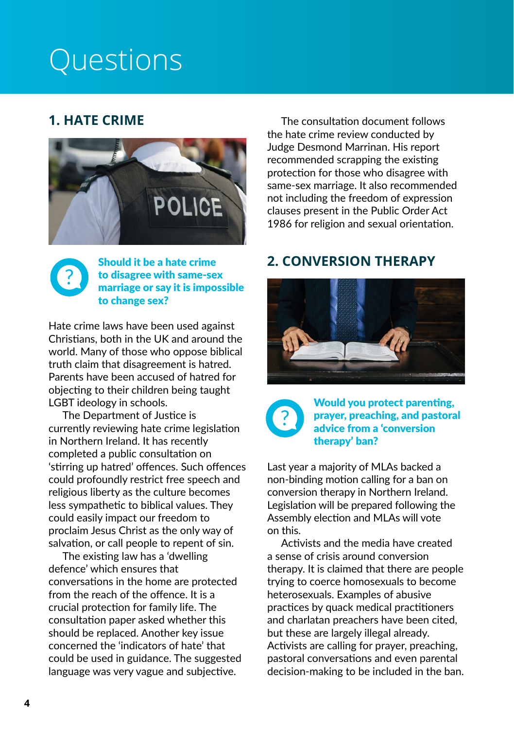# Questions

## 1. HATE CRIME

**Should it be a hate crime to disagree with same-sex marriage or say it is impossible to change sex?**

Hate crime laws have been used against Christians, both in the UK and around the world. Many of those who oppose biblical truth claim that disagreement is hatred. Parents have been accused of hatred for objecting to their children being taught LGBT ideology in schools.

The Department of Justice is currently reviewing hate crime legislation in Northern Ireland. It has recently completed a public consultation on 'stirring up hatred' offences. Such offences could profoundly restrict free speech and religious liberty as the culture becomes less sympathetic to biblical values. They could easily impact our freedom to proclaim Jesus Christ as the only way of salvation, or call people to repent of sin.

The existing law has a 'dwelling defence' which ensures that conversations in the home are protected from the reach of the offence. It is a crucial protection for family life. The consultation paper asked whether this should be replaced. Another key issue concerned the 'indicators of hate' that could be used in guidance. The suggested language was very vague and subjective.

The consultation document follows the hate crime review conducted by Judge Desmond Marrinan. His report recommended scrapping the existing protection for those who disagree with same-sex marriage. It also recommended not including the freedom of expression clauses present in the Public Order Act 1986 for religion and sexual orientation.

## 2. CONVERSION THERAPY

**Would you protect parenting, prayer, preaching, and pastoral advice from a 'conversion therapy' ban?**

Last year a majority of MLAs backed a non-binding motion calling for a ban on conversion therapy in Northern Ireland. Legislation will be prepared following the Assembly election and MLAs will vote on this.

Activists and the media have created a sense of crisis around conversion therapy. It is claimed that there are people trying to coerce homosexuals to become heterosexuals. Examples of abusive practices by quack medical practitioners and charlatan preachers have been cited, but these are largely illegal already. Activists are calling for prayer, preaching, pastoral conversations and even parental decision-making to be included in the ban.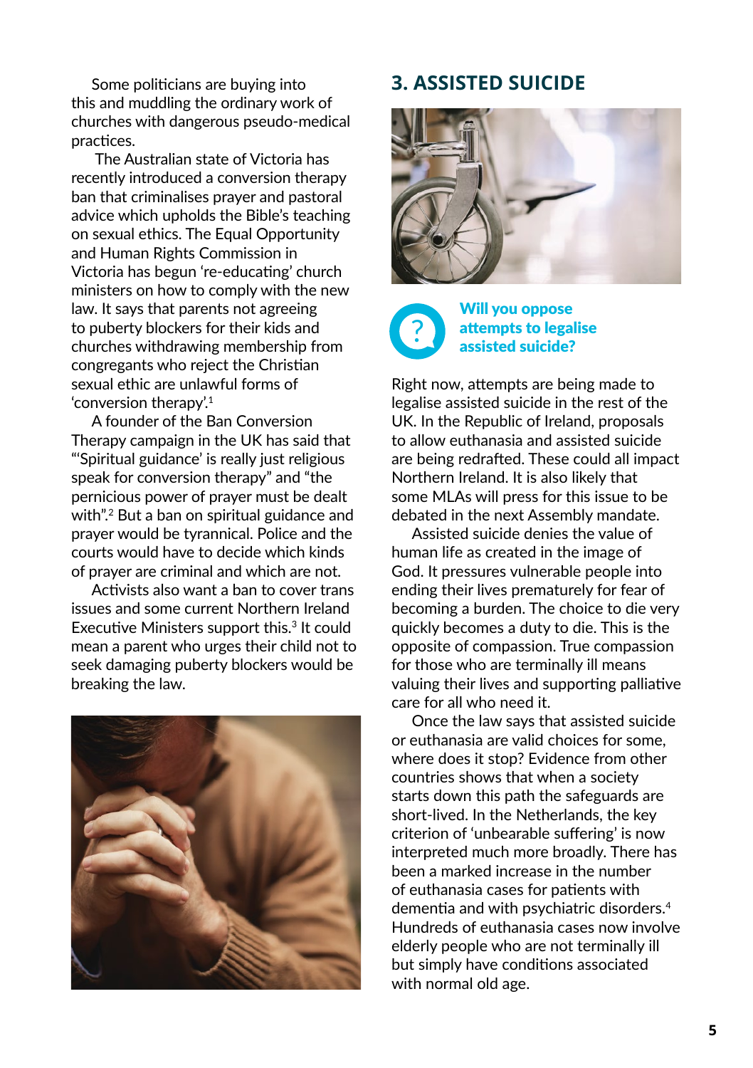Some politicians are buying into this and muddling the ordinary work of churches with dangerous pseudo-medical practices.

The Australian state of Victoria has recently introduced a conversion therapy ban that criminalises prayer and pastoral advice which upholds the Bible's teaching on sexual ethics. The Equal Opportunity and Human Rights Commission in Victoria has begun 're-educating' church ministers on how to comply with the new law. It says that parents not agreeing to puberty blockers for their kids and churches withdrawing membership from congregants who reject the Christian sexual ethic are unlawful forms of 'conversion therapy'.[1]

A founder of the Ban Conversion Therapy campaign in the UK has said that "'Spiritual guidance' is really just religious speak for conversion therapy" and "the pernicious power of prayer must be dealt with".[2] But a ban on spiritual guidance and prayer would be tyrannical. Police and the courts would have to decide which kinds of prayer are criminal and which are not.

Activists also want a ban to cover trans issues and some current Northern Ireland Executive Ministers support this.[3] It could mean a parent who urges their child not to seek damaging puberty blockers would be breaking the law.

## 3. ASSISTED SUICIDE

**Will you oppose attempts to legalise assisted suicide?**

Right now, attempts are being made to legalise assisted suicide in the rest of the UK. In the Republic of Ireland, proposals to allow euthanasia and assisted suicide are being redrafted. These could all impact Northern Ireland. It is also likely that some MLAs will press for this issue to be debated in the next Assembly mandate.

Assisted suicide denies the value of human life as created in the image of God. It pressures vulnerable people into ending their lives prematurely for fear of becoming a burden. The choice to die very quickly becomes a duty to die. This is the opposite of compassion. True compassion for those who are terminally ill means valuing their lives and supporting palliative care for all who need it.

Once the law says that assisted suicide or euthanasia are valid choices for some, where does it stop? Evidence from other countries shows that when a society starts down this path the safeguards are short-lived. In the Netherlands, the key criterion of 'unbearable suffering' is now interpreted much more broadly. There has been a marked increase in the number of euthanasia cases for patients with dementia and with psychiatric disorders.[4] Hundreds of euthanasia cases now involve elderly people who are not terminally ill but simply have conditions associated with normal old age.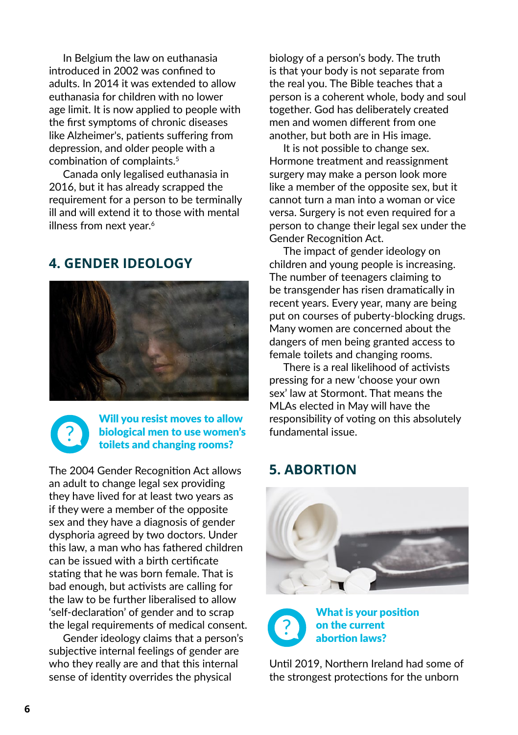In Belgium the law on euthanasia introduced in 2002 was confined to adults. In 2014 it was extended to allow euthanasia for children with no lower age limit. It is now applied to people with the first symptoms of chronic diseases like Alzheimer's, patients suffering from depression, and older people with a combination of complaints.[5]

Canada only legalised euthanasia in 2016, but it has already scrapped the requirement for a person to be terminally ill and will extend it to those with mental illness from next year.[6]

## 4. GENDER IDEOLOGY

**Will you resist moves to allow biological men to use women's toilets and changing rooms?**

The 2004 Gender Recognition Act allows an adult to change legal sex providing they have lived for at least two years as if they were a member of the opposite sex and they have a diagnosis of gender dysphoria agreed by two doctors. Under this law, a man who has fathered children can be issued with a birth certificate stating that he was born female. That is bad enough, but activists are calling for the law to be further liberalised to allow 'self-declaration' of gender and to scrap the legal requirements of medical consent.

Gender ideology claims that a person's subjective internal feelings of gender are who they really are and that this internal sense of identity overrides the physical biology of a person's body. The truth is that your body is not separate from the real you. The Bible teaches that a person is a coherent whole, body and soul together. God has deliberately created men and women different from one another, but both are in His image.

It is not possible to change sex. Hormone treatment and reassignment surgery may make a person look more like a member of the opposite sex, but it cannot turn a man into a woman or vice versa. Surgery is not even required for a person to change their legal sex under the Gender Recognition Act.

The impact of gender ideology on children and young people is increasing. The number of teenagers claiming to be transgender has risen dramatically in recent years. Every year, many are being put on courses of puberty-blocking drugs. Many women are concerned about the dangers of men being granted access to female toilets and changing rooms.

There is a real likelihood of activists pressing for a new 'choose your own sex' law at Stormont. That means the MLAs elected in May will have the responsibility of voting on this absolutely fundamental issue.

## 5. ABORTION

**What is your position on the current abortion laws?**

Until 2019, Northern Ireland had some of the strongest protections for the unborn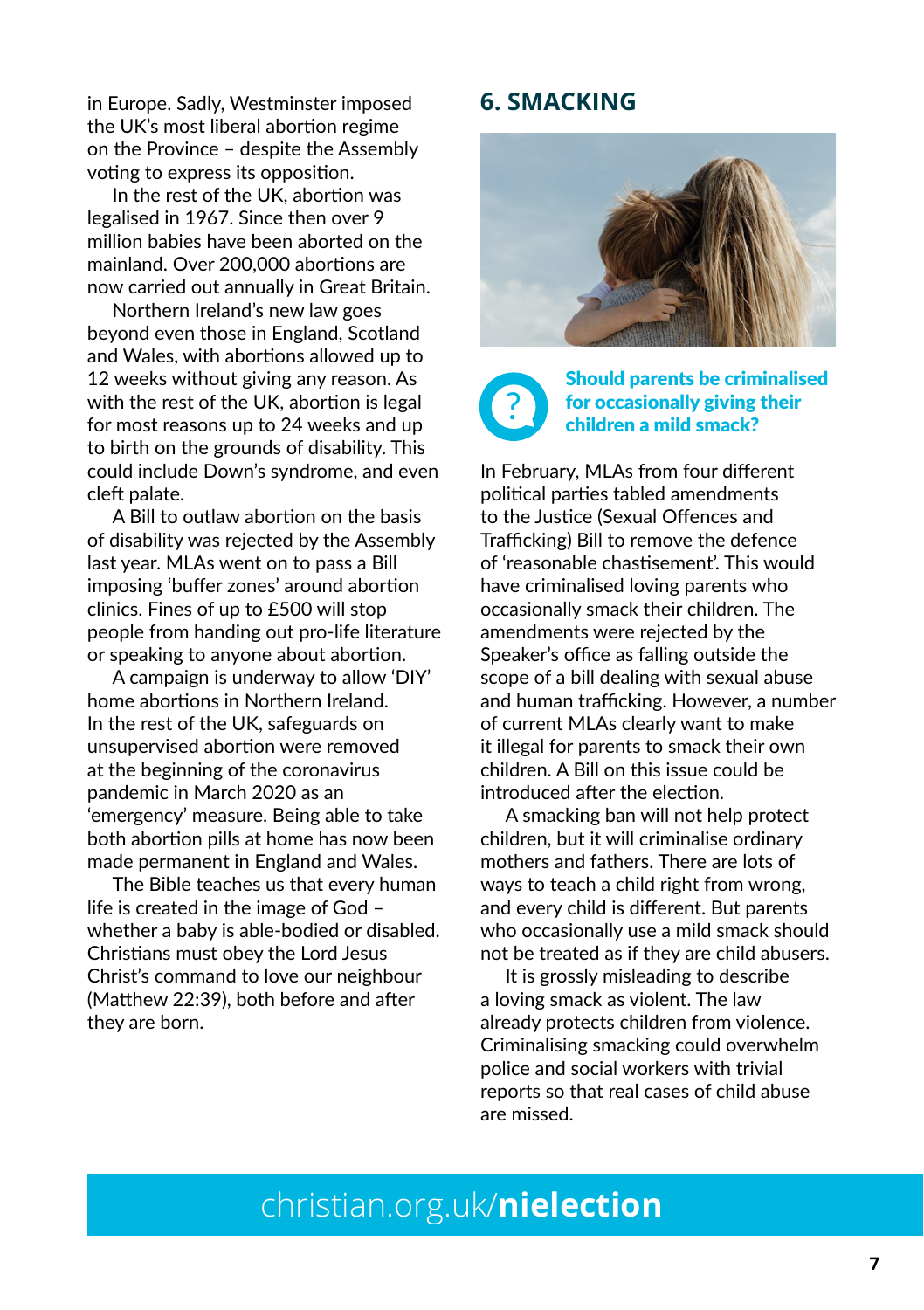in Europe. Sadly, Westminster imposed the UK's most liberal abortion regime on the Province – despite the Assembly voting to express its opposition.

In the rest of the UK, abortion was legalised in 1967. Since then over 9 million babies have been aborted on the mainland. Over 200,000 abortions are now carried out annually in Great Britain.

Northern Ireland's new law goes beyond even those in England, Scotland and Wales, with abortions allowed up to 12 weeks without giving any reason. As with the rest of the UK, abortion is legal for most reasons up to 24 weeks and up to birth on the grounds of disability. This could include Down's syndrome, and even cleft palate.

A Bill to outlaw abortion on the basis of disability was rejected by the Assembly last year. MLAs went on to pass a Bill imposing 'buffer zones' around abortion clinics. Fines of up to £500 will stop people from handing out pro-life literature or speaking to anyone about abortion.

A campaign is underway to allow 'DIY' home abortions in Northern Ireland. In the rest of the UK, safeguards on unsupervised abortion were removed at the beginning of the coronavirus pandemic in March 2020 as an 'emergency' measure. Being able to take both abortion pills at home has now been made permanent in England and Wales.

The Bible teaches us that every human life is created in the image of God – whether a baby is able-bodied or disabled. Christians must obey the Lord Jesus Christ's command to love our neighbour (Matthew 22:39), both before and after they are born.

## 6. SMACKING

**Should parents be criminalised for occasionally giving their children a mild smack?**

In February, MLAs from four different political parties tabled amendments to the Justice (Sexual Offences and Trafficking) Bill to remove the defence of 'reasonable chastisement'. This would have criminalised loving parents who occasionally smack their children. The amendments were rejected by the Speaker's office as falling outside the scope of a bill dealing with sexual abuse and human trafficking. However, a number of current MLAs clearly want to make it illegal for parents to smack their own children. A Bill on this issue could be introduced after the election.

A smacking ban will not help protect children, but it will criminalise ordinary mothers and fathers. There are lots of ways to teach a child right from wrong, and every child is different. But parents who occasionally use a mild smack should not be treated as if they are child abusers.

It is grossly misleading to describe a loving smack as violent. The law already protects children from violence. Criminalising smacking could overwhelm police and social workers with trivial reports so that real cases of child abuse are missed.

christian.org.uk/**nielection**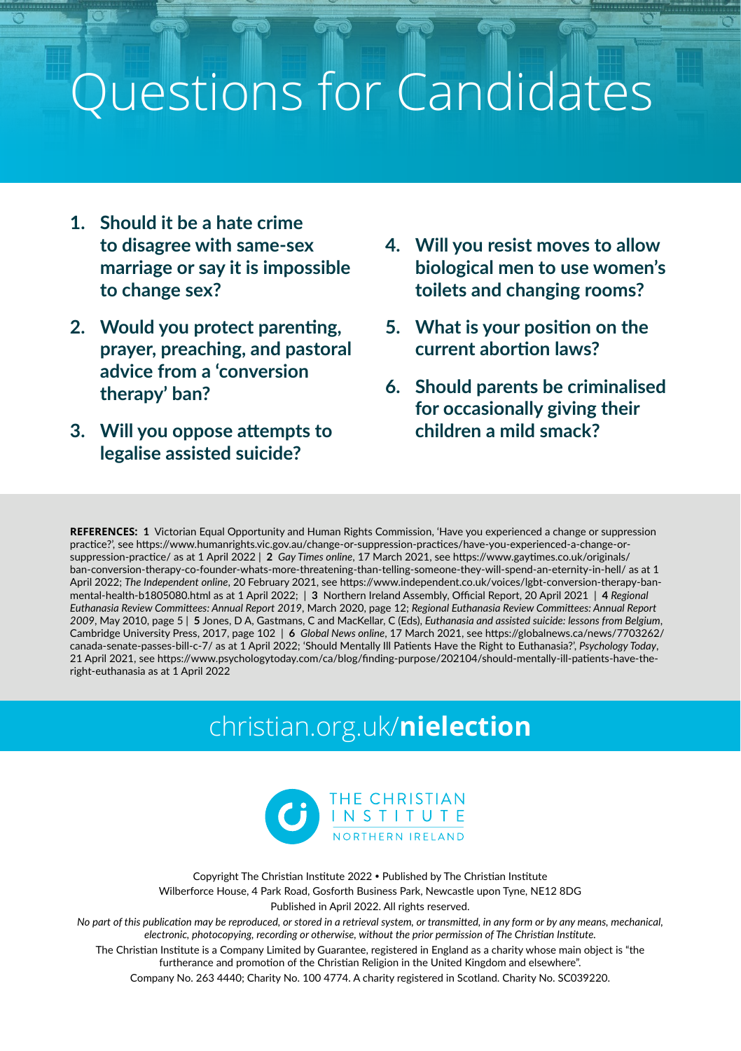# Questions for Candidates

1. **Should it be a hate crime to disagree with same-sex marriage or say it is impossible to change sex?**

2. **Would you protect parenting, prayer, preaching, and pastoral advice from a 'conversion therapy' ban?**

3. **Will you oppose attempts to legalise assisted suicide?**

4. **Will you resist moves to allow biological men to use women's toilets and changing rooms?**

5. **What is your position on the current abortion laws?**

6. **Should parents be criminalised for occasionally giving their children a mild smack?**

**REFERENCES: 1** Victorian Equal Opportunity and Human Rights Commission, 'Have you experienced a change or suppression practice?', see https://www.humanrights.vic.gov.au/change-or-suppression-practices/have-you-experienced-a-change-or-suppression-practice/ as at 1 April 2022 | **2** *Gay Times online*, 17 March 2021, see https://www.gaytimes.co.uk/originals/ban-conversion-therapy-co-founder-whats-more-threatening-than-telling-someone-they-will-spend-an-eternity-in-hell/ as at 1 April 2022; *The Independent online*, 20 February 2021, see https://www.independent.co.uk/voices/lgbt-conversion-therapy-ban-mental-health-b1805080.html as at 1 April 2022; | **3** Northern Ireland Assembly, Official Report, 20 April 2021 | **4** *Regional Euthanasia Review Committees: Annual Report 2019*, March 2020, page 12; *Regional Euthanasia Review Committees: Annual Report 2009*, May 2010, page 5 | **5** Jones, D A, Gastmans, C and MacKellar, C (Eds), *Euthanasia and assisted suicide: lessons from Belgium*, Cambridge University Press, 2017, page 102 | **6** *Global News online*, 17 March 2021, see https://globalnews.ca/news/7703262/canada-senate-passes-bill-c-7/ as at 1 April 2022; 'Should Mentally Ill Patients Have the Right to Euthanasia?', *Psychology Today*, 21 April 2021, see https://www.psychologytoday.com/ca/blog/finding-purpose/202104/should-mentally-ill-patients-have-the-right-euthanasia as at 1 April 2022

christian.org.uk/**nielection**

THE CHRISTIAN INSTITUTE
NORTHERN IRELAND

Copyright The Christian Institute 2022 • Published by The Christian Institute
Wilberforce House, 4 Park Road, Gosforth Business Park, Newcastle upon Tyne, NE12 8DG
Published in April 2022. All rights reserved.

*No part of this publication may be reproduced, or stored in a retrieval system, or transmitted, in any form or by any means, mechanical, electronic, photocopying, recording or otherwise, without the prior permission of The Christian Institute.*

The Christian Institute is a Company Limited by Guarantee, registered in England as a charity whose main object is "the furtherance and promotion of the Christian Religion in the United Kingdom and elsewhere".

Company No. 263 4440; Charity No. 100 4774. A charity registered in Scotland. Charity No. SC039220.